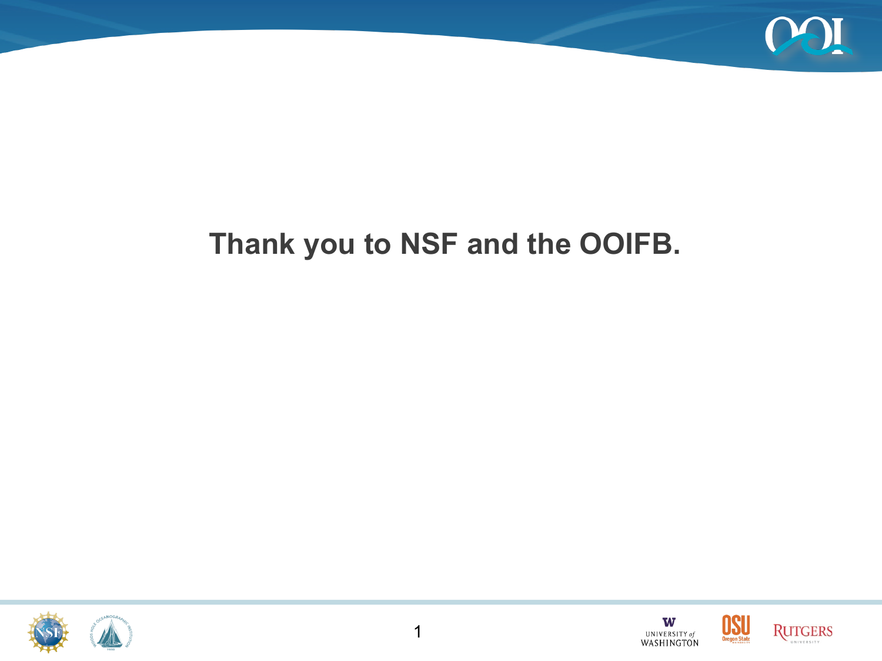**Thank you to NSF and the OOIFB.**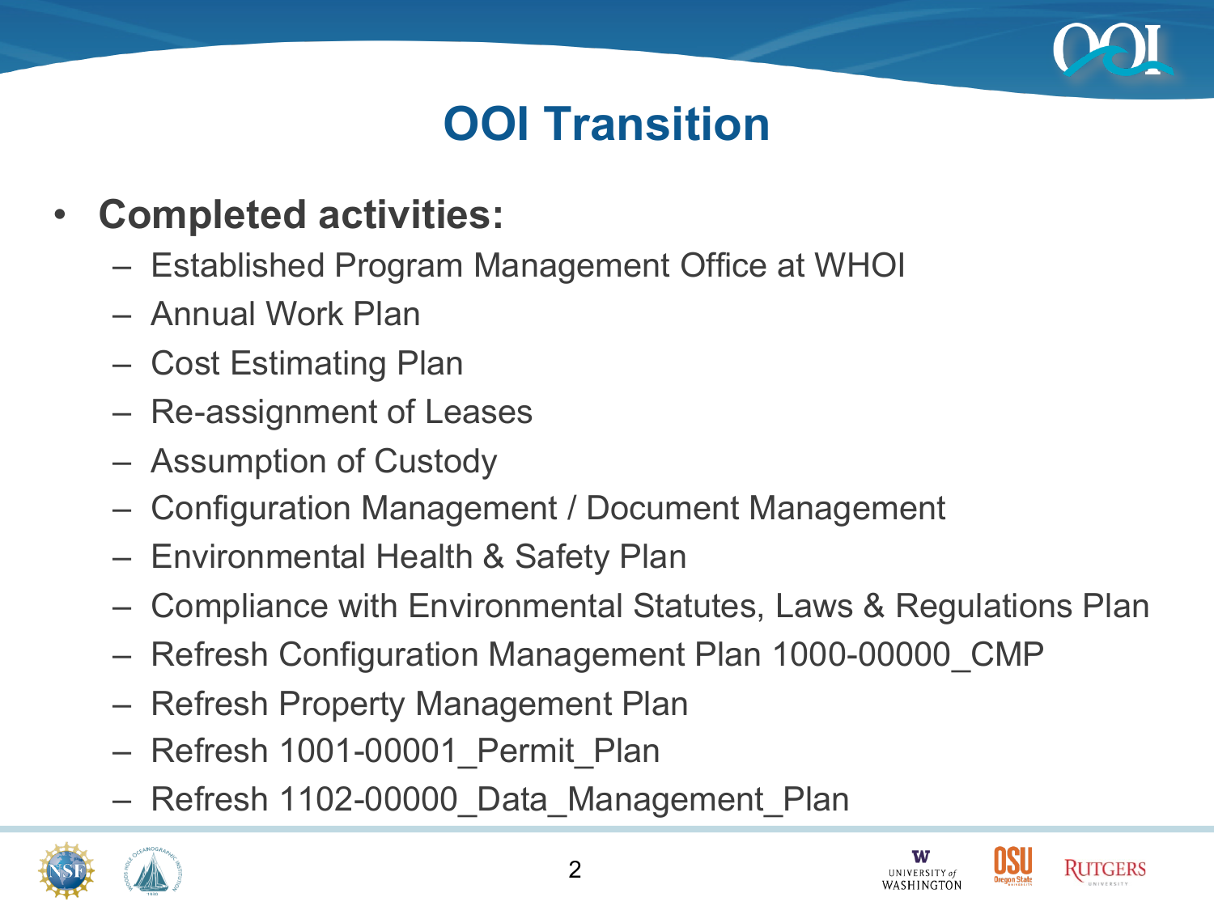# OOI Transition

- **Completed activities:**
  - Established Program Management Office at WHOI
  - Annual Work Plan
  - Cost Estimating Plan
  - Re-assignment of Leases
  - Assumption of Custody
  - Configuration Management / Document Management
  - Environmental Health & Safety Plan
  - Compliance with Environmental Statutes, Laws & Regulations Plan
  - Refresh Configuration Management Plan 1000-00000_CMP
  - Refresh Property Management Plan
  - Refresh 1001-00001_Permit_Plan
  - Refresh 1102-00000_Data_Management_Plan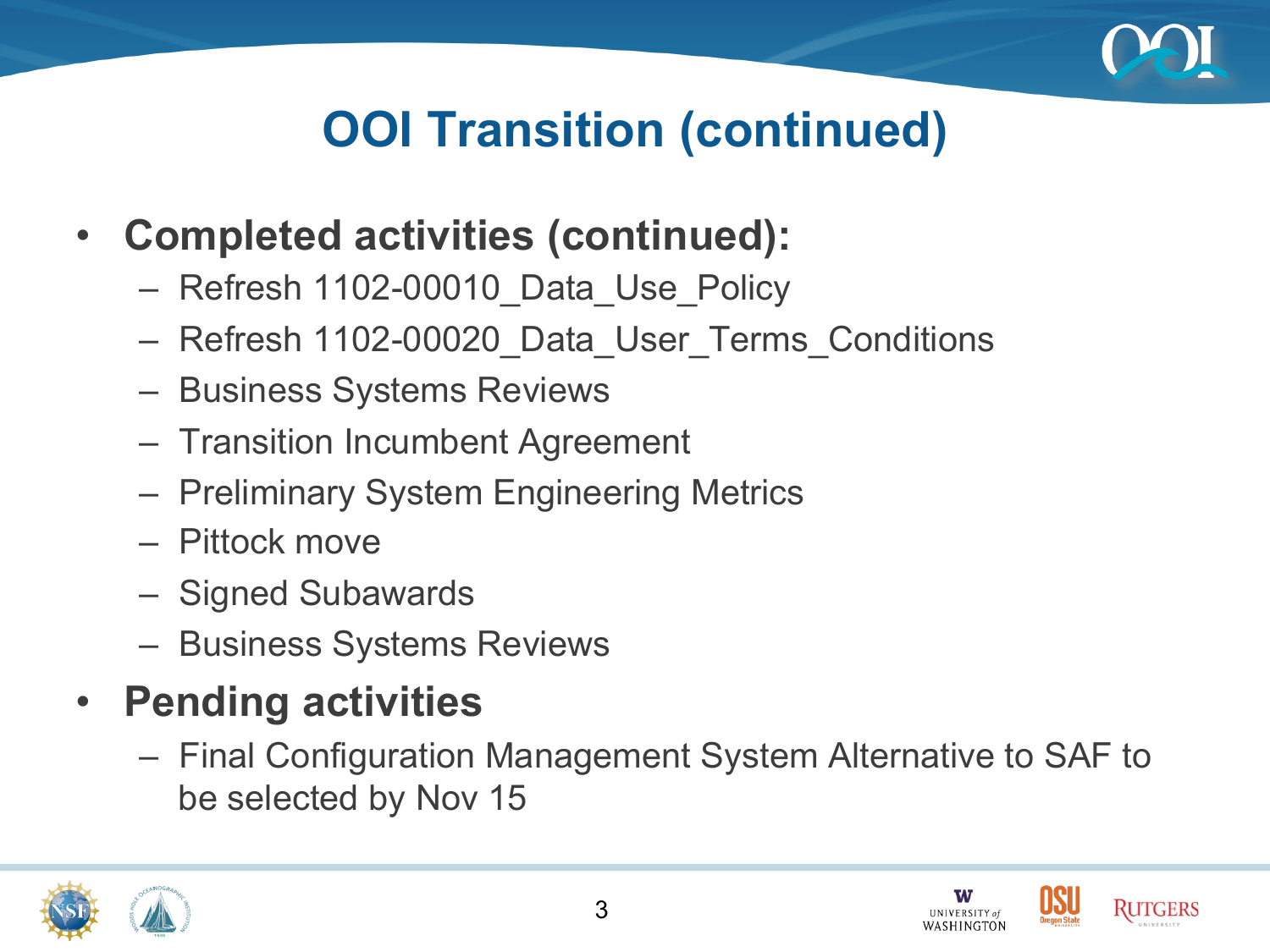# OOI Transition (continued)

- **Completed activities (continued):**
  - Refresh 1102-00010_Data_Use_Policy
  - Refresh 1102-00020_Data_User_Terms_Conditions
  - Business Systems Reviews
  - Transition Incumbent Agreement
  - Preliminary System Engineering Metrics
  - Pittock move
  - Signed Subawards
  - Business Systems Reviews
- **Pending activities**
  - Final Configuration Management System Alternative to SAF to be selected by Nov 15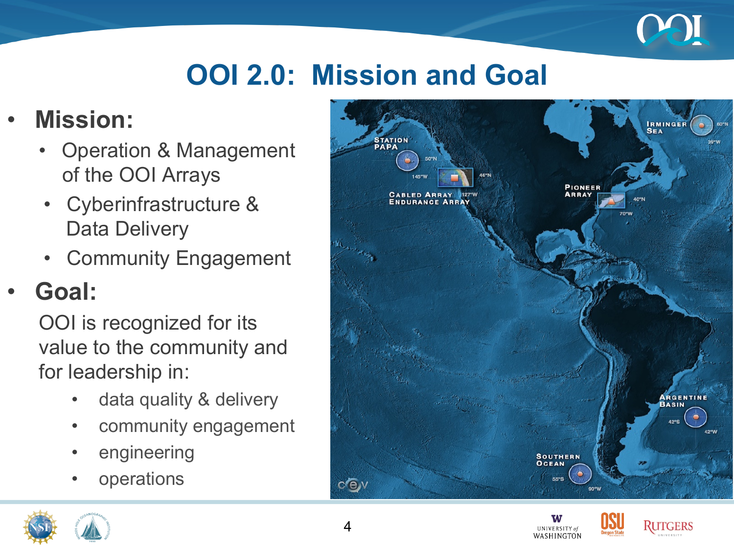# OOI 2.0: Mission and Goal

- **Mission:**
  - Operation & Management of the OOI Arrays
  - Cyberinfrastructure & Data Delivery
  - Community Engagement
- **Goal:**

  OOI is recognized for its value to the community and for leadership in:

  - data quality & delivery
  - community engagement
  - engineering
  - operations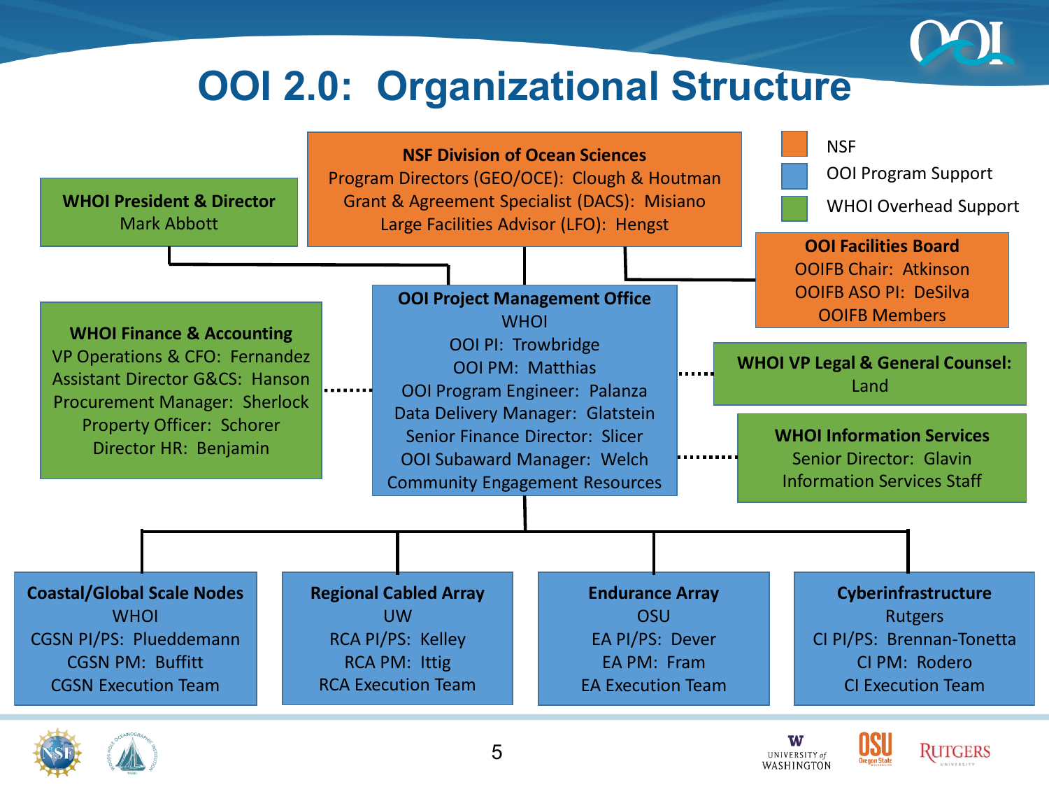# OOI 2.0: Organizational Structure

**Legend:**
- NSF
- OOI Program Support
- WHOI Overhead Support

**NSF Division of Ocean Sciences**
Program Directors (GEO/OCE): Clough & Houtman
Grant & Agreement Specialist (DACS): Misiano
Large Facilities Advisor (LFO): Hengst

**WHOI President & Director**
Mark Abbott

**OOI Facilities Board**
OOIFB Chair: Atkinson
OOIFB ASO PI: DeSilva
OOIFB Members

**OOI Project Management Office**
WHOI
OOI PI: Trowbridge
OOI PM: Matthias
OOI Program Engineer: Palanza
Data Delivery Manager: Glatstein
Senior Finance Director: Slicer
OOI Subaward Manager: Welch
Community Engagement Resources

**WHOI Finance & Accounting**
VP Operations & CFO: Fernandez
Assistant Director G&CS: Hanson
Procurement Manager: Sherlock
Property Officer: Schorer
Director HR: Benjamin

**WHOI VP Legal & General Counsel:**
Land

**WHOI Information Services**
Senior Director: Glavin
Information Services Staff

**Coastal/Global Scale Nodes**
WHOI
CGSN PI/PS: Plueddemann
CGSN PM: Buffitt
CGSN Execution Team

**Regional Cabled Array**
UW
RCA PI/PS: Kelley
RCA PM: Ittig
RCA Execution Team

**Endurance Array**
OSU
EA PI/PS: Dever
EA PM: Fram
EA Execution Team

**Cyberinfrastructure**
Rutgers
CI PI/PS: Brennan-Tonetta
CI PM: Rodero
CI Execution Team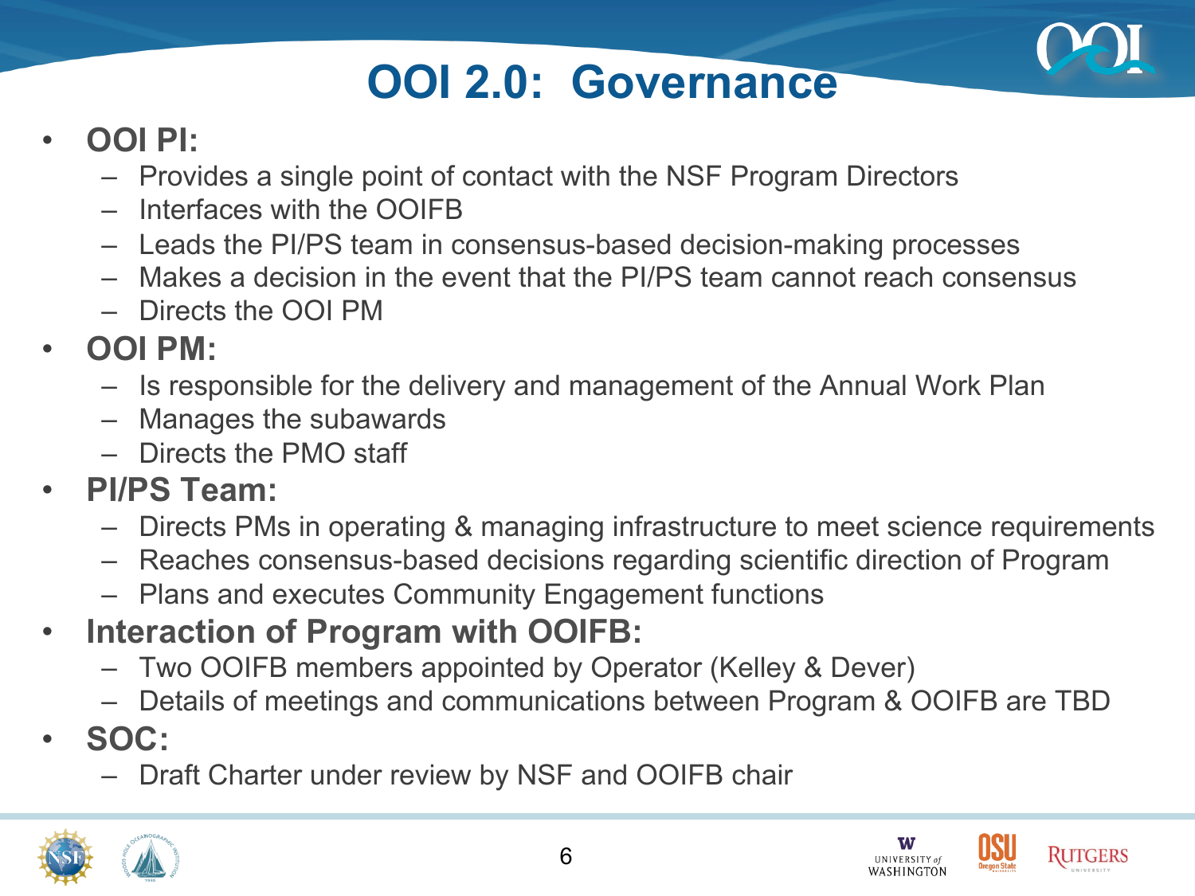# OOI 2.0: Governance

- **OOI PI:**
  - Provides a single point of contact with the NSF Program Directors
  - Interfaces with the OOIFB
  - Leads the PI/PS team in consensus-based decision-making processes
  - Makes a decision in the event that the PI/PS team cannot reach consensus
  - Directs the OOI PM
- **OOI PM:**
  - Is responsible for the delivery and management of the Annual Work Plan
  - Manages the subawards
  - Directs the PMO staff
- **PI/PS Team:**
  - Directs PMs in operating & managing infrastructure to meet science requirements
  - Reaches consensus-based decisions regarding scientific direction of Program
  - Plans and executes Community Engagement functions
- **Interaction of Program with OOIFB:**
  - Two OOIFB members appointed by Operator (Kelley & Dever)
  - Details of meetings and communications between Program & OOIFB are TBD
- **SOC:**
  - Draft Charter under review by NSF and OOIFB chair